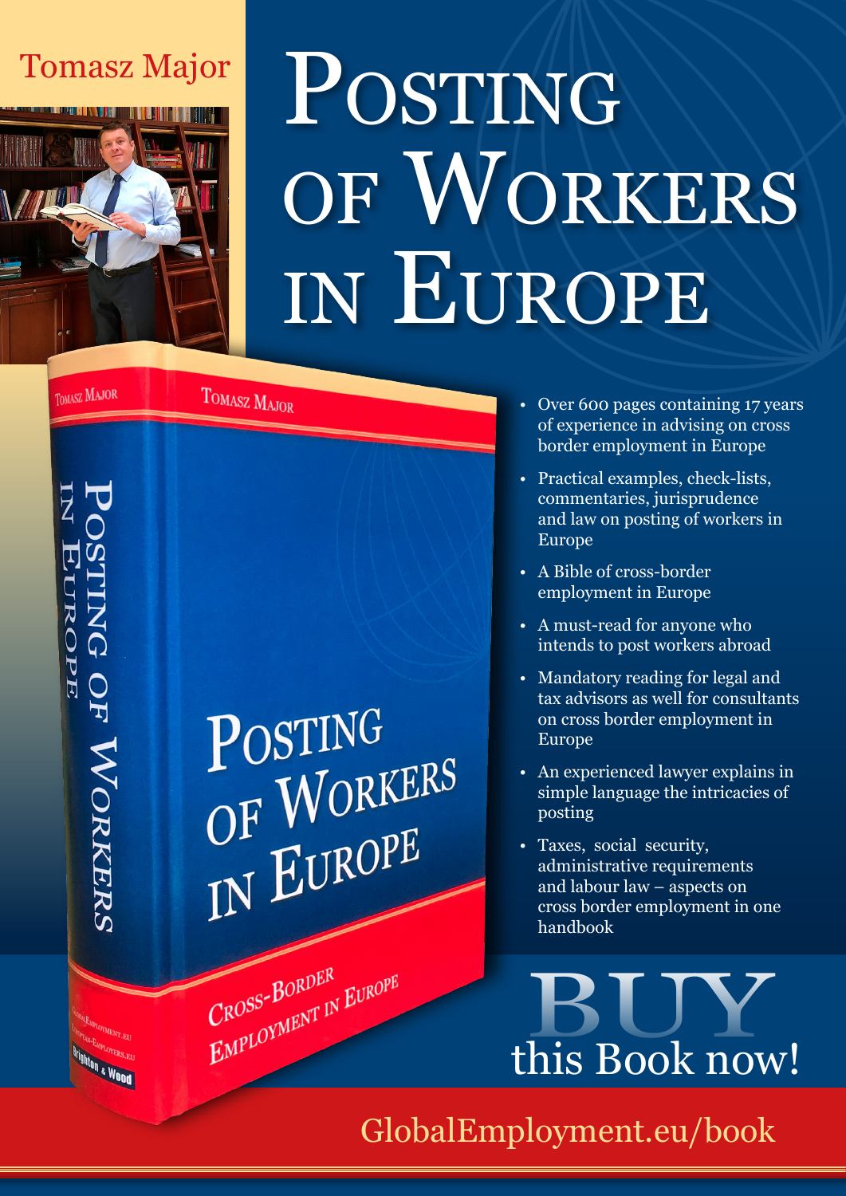Tomasz Major

# Posting of Workers in Europe

- Over 600 pages containing 17 years of experience in advising on cross border employment in Europe
- Practical examples, check-lists, commentaries, jurisprudence and law on posting of workers in Europe
- A Bible of cross-border employment in Europe
- A must-read for anyone who intends to post workers abroad
- Mandatory reading for legal and tax advisors as well for consultants on cross border employment in Europe
- An experienced lawyer explains in simple language the intricacies of posting
- Taxes, social security, administrative requirements and labour law – aspects on cross border employment in one handbook

**BUY** this Book now!

GlobalEmployment.eu/book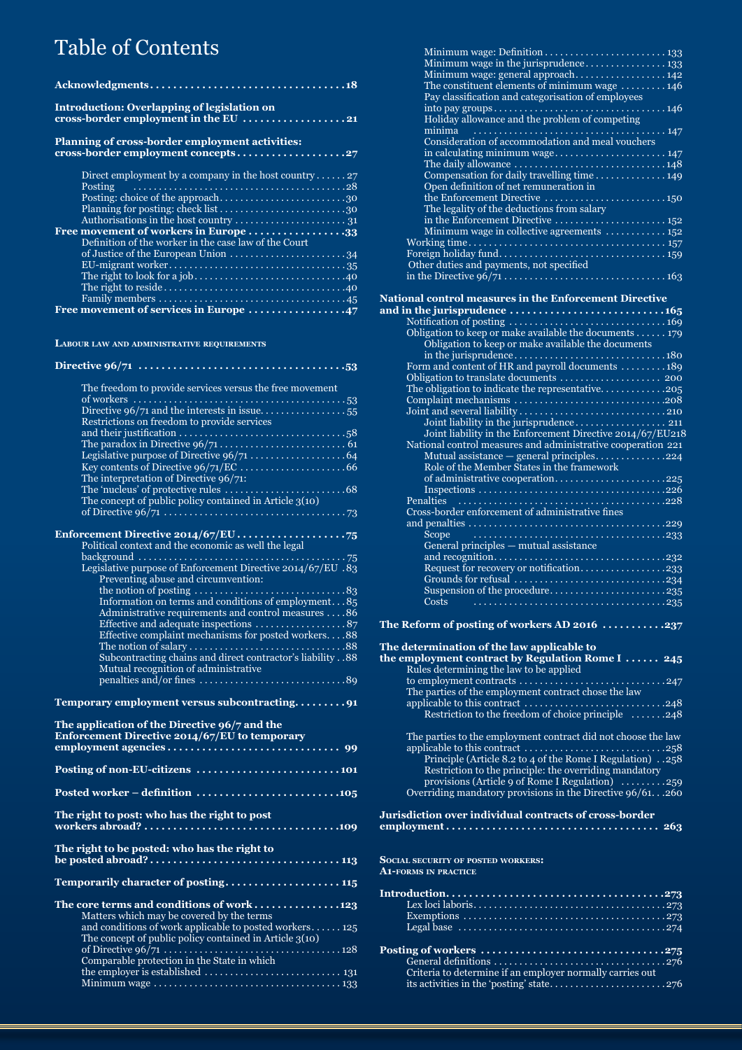# Table of Contents

**Acknowledgments ..... 18**

**Introduction: Overlapping of legislation on cross-border employment in the EU ..... 21**

**Planning of cross-border employment activities: cross-border employment concepts ..... 27**

- Direct employment by a company in the host country ..... 27
- Posting ..... 28
- Posting: choice of the approach ..... 30
- Planning for posting: check list ..... 30
- Authorisations in the host country ..... 31

**Free movement of workers in Europe ..... 33**

- Definition of the worker in the case law of the Court of Justice of the European Union ..... 34
- EU-migrant worker ..... 35
- The right to look for a job ..... 40
- The right to reside ..... 40
- Family members ..... 45

**Free movement of services in Europe ..... 47**

## LABOUR LAW AND ADMINISTRATIVE REQUIREMENTS

**Directive 96/71 ..... 53**

- The freedom to provide services versus the free movement of workers ..... 53
- Directive 96/71 and the interests in issue ..... 55
- Restrictions on freedom to provide services and their justification ..... 58
- The paradox in Directive 96/71 ..... 61
- Legislative purpose of Directive 96/71 ..... 64
- Key contents of Directive 96/71/EC ..... 66
- The interpretation of Directive 96/71: The 'nucleus' of protective rules ..... 68
- The concept of public policy contained in Article 3(10) of Directive 96/71 ..... 73

**Enforcement Directive 2014/67/EU ..... 75**

- Political context and the economic as well the legal background ..... 75
- Legislative purpose of Enforcement Directive 2014/67/EU ..... 83
  - Preventing abuse and circumvention: the notion of posting ..... 83
  - Information on terms and conditions of employment ..... 85
  - Administrative requirements and control measures ..... 86
  - Effective and adequate inspections ..... 87
  - Effective complaint mechanisms for posted workers ..... 88
  - The notion of salary ..... 88
  - Subcontracting chains and direct contractor's liability ..... 88
  - Mutual recognition of administrative penalties and/or fines ..... 89

**Temporary employment versus subcontracting ..... 91**

**The application of the Directive 96/7 and the Enforcement Directive 2014/67/EU to temporary employment agencies ..... 99**

**Posting of non-EU-citizens ..... 101**

**Posted worker – definition ..... 105**

**The right to post: who has the right to post workers abroad? ..... 109**

**The right to be posted: who has the right to be posted abroad? ..... 113**

**Temporarily character of posting ..... 115**

**The core terms and conditions of work ..... 123**

- Matters which may be covered by the terms and conditions of work applicable to posted workers ..... 125
- The concept of public policy contained in Article 3(10) of Directive 96/71 ..... 128
- Comparable protection in the State in which the employer is established ..... 131
- Minimum wage ..... 133
  - Minimum wage: Definition ..... 133
  - Minimum wage in the jurisprudence ..... 133
  - Minimum wage: general approach ..... 142
  - The constituent elements of minimum wage ..... 146
  - Pay classification and categorisation of employees into pay groups ..... 146
  - Holiday allowance and the problem of competing minima ..... 147
  - Consideration of accommodation and meal vouchers in calculating minimum wage ..... 147
  - The daily allowance ..... 148
  - Compensation for daily travelling time ..... 149
  - Open definition of net remuneration in the Enforcement Directive ..... 150
  - The legality of the deductions from salary in the Enforcement Directive ..... 152
  - Minimum wage in collective agreements ..... 152
- Working time ..... 157
- Foreign holiday fund ..... 159
- Other duties and payments, not specified in the Directive 96/71 ..... 163

**National control measures in the Enforcement Directive and in the jurisprudence ..... 165**

- Notification of posting ..... 169
- Obligation to keep or make available the documents ..... 179
  - Obligation to keep or make available the documents in the jurisprudence ..... 180
- Form and content of HR and payroll documents ..... 189
- Obligation to translate documents ..... 200
- The obligation to indicate the representative ..... 205
- Complaint mechanisms ..... 208
- Joint and several liability ..... 210
  - Joint liability in the jurisprudence ..... 211
  - Joint liability in the Enforcement Directive 2014/67/EU ..... 218
- National control measures and administrative cooperation ..... 221
  - Mutual assistance — general principles ..... 224
  - Role of the Member States in the framework of administrative cooperation ..... 225
  - Inspections ..... 226
- Penalties ..... 228
- Cross-border enforcement of administrative fines and penalties ..... 229
  - Scope ..... 233
  - General principles — mutual assistance and recognition ..... 232
  - Request for recovery or notification ..... 233
  - Grounds for refusal ..... 234
  - Suspension of the procedure ..... 235
  - Costs ..... 235

**The Reform of posting of workers AD 2016 ..... 237**

**The determination of the law applicable to the employment contract by Regulation Rome I ..... 245**

- Rules determining the law to be applied to employment contracts ..... 247
- The parties of the employment contract chose the law applicable to this contract ..... 248
  - Restriction to the freedom of choice principle ..... 248
- The parties to the employment contract did not choose the law applicable to this contract ..... 258
  - Principle (Article 8.2 to 4 of the Rome I Regulation) ..... 258
  - Restriction to the principle: the overriding mandatory provisions (Article 9 of Rome I Regulation) ..... 259
- Overriding mandatory provisions in the Directive 96/61 ..... 260

**Jurisdiction over individual contracts of cross-border employment ..... 263**

## SOCIAL SECURITY OF POSTED WORKERS: A1-FORMS IN PRACTICE

**Introduction ..... 273**

- Lex loci laboris ..... 273
- Exemptions ..... 273
- Legal base ..... 274

**Posting of workers ..... 275**

- General definitions ..... 276
- Criteria to determine if an employer normally carries out its activities in the 'posting' state ..... 276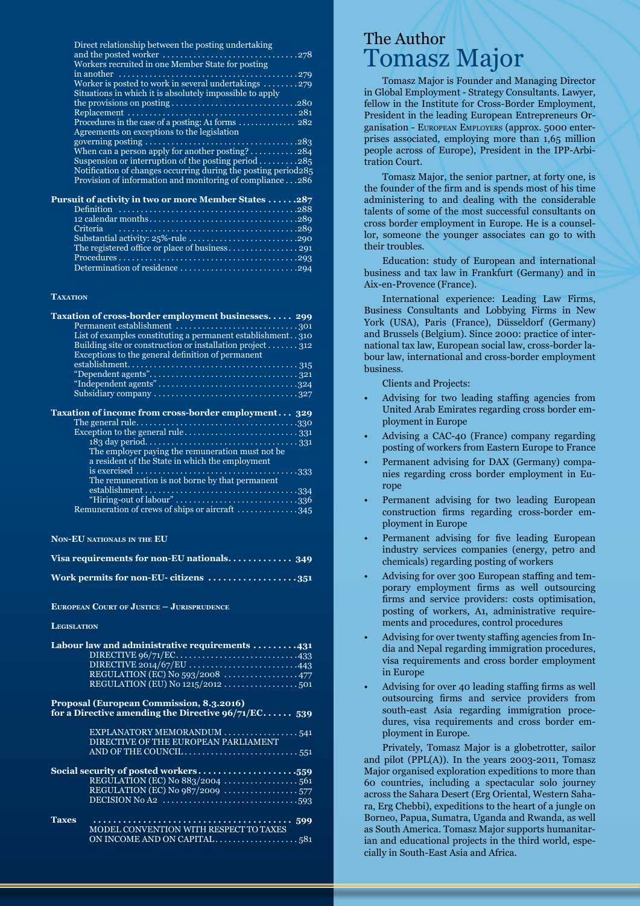Direct relationship between the posting undertaking and the posted worker ... 278
Workers recruited in one Member State for posting in another ... 279
Worker is posted to work in several undertakings ... 279
Situations in which it is absolutely impossible to apply the provisions on posting ... 280
Replacement ... 281
Procedures in the case of a posting: A1 forms ... 282
Agreements on exceptions to the legislation governing posting ... 283
When can a person apply for another posting? ... 284
Suspension or interruption of the posting period ... 285
Notification of changes occurring during the posting period ... 285
Provision of information and monitoring of compliance ... 286

**Pursuit of activity in two or more Member States ... 287**
Definition ... 288
12 calendar months ... 289
Criteria ... 289
Substantial activity: 25%-rule ... 290
The registered office or place of business ... 291
Procedures ... 293
Determination of residence ... 294

**Taxation**

**Taxation of cross-border employment businesses ... 299**
Permanent establishment ... 301
List of examples constituting a permanent establishment ... 310
Building site or construction or installation project ... 312
Exceptions to the general definition of permanent establishment ... 315
"Dependent agents" ... 321
"Independent agents" ... 324
Subsidiary company ... 327

**Taxation of income from cross-border employment ... 329**
The general rule ... 330
Exception to the general rule ... 331
183 day period ... 331
The employer paying the remuneration must not be a resident of the State in which the employment is exercised ... 333
The remuneration is not borne by that permanent establishment ... 334
"Hiring-out of labour" ... 336
Remuneration of crews of ships or aircraft ... 345

**Non-EU nationals in the EU**

**Visa requirements for non-EU nationals ... 349**

**Work permits for non-EU- citizens ... 351**

**European Court of Justice – Jurisprudence**

**Legislation**

**Labour law and administrative requirements ... 431**
DIRECTIVE 96/71/EC ... 433
DIRECTIVE 2014/67/EU ... 443
REGULATION (EC) No 593/2008 ... 477
REGULATION (EU) No 1215/2012 ... 501

**Proposal (European Commission, 8.3.2016) for a Directive amending the Directive 96/71/EC ... 539**
EXPLANATORY MEMORANDUM ... 541
DIRECTIVE OF THE EUROPEAN PARLIAMENT AND OF THE COUNCIL ... 551

**Social security of posted workers ... 559**
REGULATION (EC) No 883/2004 ... 561
REGULATION (EC) No 987/2009 ... 577
DECISION No A2 ... 593

**Taxes ... 599**
MODEL CONVENTION WITH RESPECT TO TAXES ON INCOME AND ON CAPITAL ... 581

# The Author
# Tomasz Major

Tomasz Major is Founder and Managing Director in Global Employment - Strategy Consultants. Lawyer, fellow in the Institute for Cross-Border Employment, President in the leading European Entrepreneurs Organisation - European Employers (approx. 5000 enterprises associated, employing more than 1,65 million people across of Europe), President in the IPP-Arbitration Court.

Tomasz Major, the senior partner, at forty one, is the founder of the firm and is spends most of his time administering to and dealing with the considerable talents of some of the most successful consultants on cross border employment in Europe. He is a counselor, someone the younger associates can go to with their troubles.

Education: study of European and international business and tax law in Frankfurt (Germany) and in Aix-en-Provence (France).

International experience: Leading Law Firms, Business Consultants and Lobbying Firms in New York (USA), Paris (France), Düsseldorf (Germany) and Brussels (Belgium). Since 2000: practice of international tax law, European social law, cross-border labour law, international and cross-border employment business.

Clients and Projects:

- Advising for two leading staffing agencies from United Arab Emirates regarding cross border employment in Europe
- Advising a CAC-40 (France) company regarding posting of workers from Eastern Europe to France
- Permanent advising for DAX (Germany) companies regarding cross border employment in Europe
- Permanent advising for two leading European construction firms regarding cross-border employment in Europe
- Permanent advising for five leading European industry services companies (energy, petro and chemicals) regarding posting of workers
- Advising for over 300 European staffing and temporary employment firms as well outsourcing firms and service providers: costs optimisation, posting of workers, A1, administrative requirements and procedures, control procedures
- Advising for over twenty staffing agencies from India and Nepal regarding immigration procedures, visa requirements and cross border employment in Europe
- Advising for over 40 leading staffing firms as well outsourcing firms and service providers from south-east Asia regarding immigration procedures, visa requirements and cross border employment in Europe.

Privately, Tomasz Major is a globetrotter, sailor and pilot (PPL(A)). In the years 2003-2011, Tomasz Major organised exploration expeditions to more than 60 countries, including a spectacular solo journey across the Sahara Desert (Erg Oriental, Western Sahara, Erg Chebbi), expeditions to the heart of a jungle on Borneo, Papua, Sumatra, Uganda and Rwanda, as well as South America. Tomasz Major supports humanitarian and educational projects in the third world, especially in South-East Asia and Africa.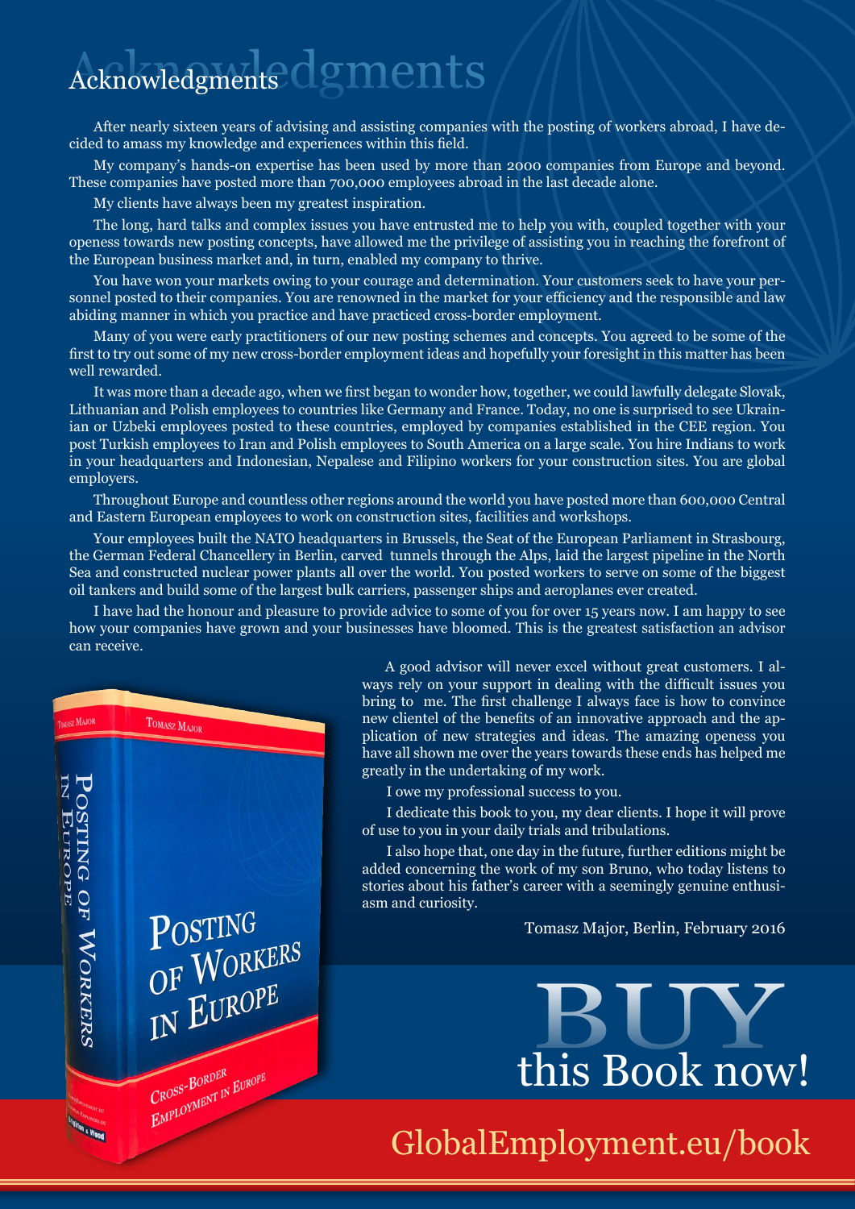# Acknowledgments

After nearly sixteen years of advising and assisting companies with the posting of workers abroad, I have decided to amass my knowledge and experiences within this field.

My company's hands-on expertise has been used by more than 2000 companies from Europe and beyond. These companies have posted more than 700,000 employees abroad in the last decade alone.

My clients have always been my greatest inspiration.

The long, hard talks and complex issues you have entrusted me to help you with, coupled together with your openess towards new posting concepts, have allowed me the privilege of assisting you in reaching the forefront of the European business market and, in turn, enabled my company to thrive.

You have won your markets owing to your courage and determination. Your customers seek to have your personnel posted to their companies. You are renowned in the market for your efficiency and the responsible and law abiding manner in which you practice and have practiced cross-border employment.

Many of you were early practitioners of our new posting schemes and concepts. You agreed to be some of the first to try out some of my new cross-border employment ideas and hopefully your foresight in this matter has been well rewarded.

It was more than a decade ago, when we first began to wonder how, together, we could lawfully delegate Slovak, Lithuanian and Polish employees to countries like Germany and France. Today, no one is surprised to see Ukrainian or Uzbeki employees posted to these countries, employed by companies established in the CEE region. You post Turkish employees to Iran and Polish employees to South America on a large scale. You hire Indians to work in your headquarters and Indonesian, Nepalese and Filipino workers for your construction sites. You are global employers.

Throughout Europe and countless other regions around the world you have posted more than 600,000 Central and Eastern European employees to work on construction sites, facilities and workshops.

Your employees built the NATO headquarters in Brussels, the Seat of the European Parliament in Strasbourg, the German Federal Chancellery in Berlin, carved tunnels through the Alps, laid the largest pipeline in the North Sea and constructed nuclear power plants all over the world. You posted workers to serve on some of the biggest oil tankers and build some of the largest bulk carriers, passenger ships and aeroplanes ever created.

I have had the honour and pleasure to provide advice to some of you for over 15 years now. I am happy to see how your companies have grown and your businesses have bloomed. This is the greatest satisfaction an advisor can receive.

A good advisor will never excel without great customers. I always rely on your support in dealing with the difficult issues you bring to me. The first challenge I always face is how to convince new clientel of the benefits of an innovative approach and the application of new strategies and ideas. The amazing openess you have all shown me over the years towards these ends has helped me greatly in the undertaking of my work.

I owe my professional success to you.

I dedicate this book to you, my dear clients. I hope it will prove of use to you in your daily trials and tribulations.

I also hope that, one day in the future, further editions might be added concerning the work of my son Bruno, who today listens to stories about his father's career with a seemingly genuine enthusiasm and curiosity.

Tomasz Major, Berlin, February 2016

Tomasz Major

Posting of Workers in Europe

Cross-Border Employment in Europe

BUY this Book now!

GlobalEmployment.eu/book